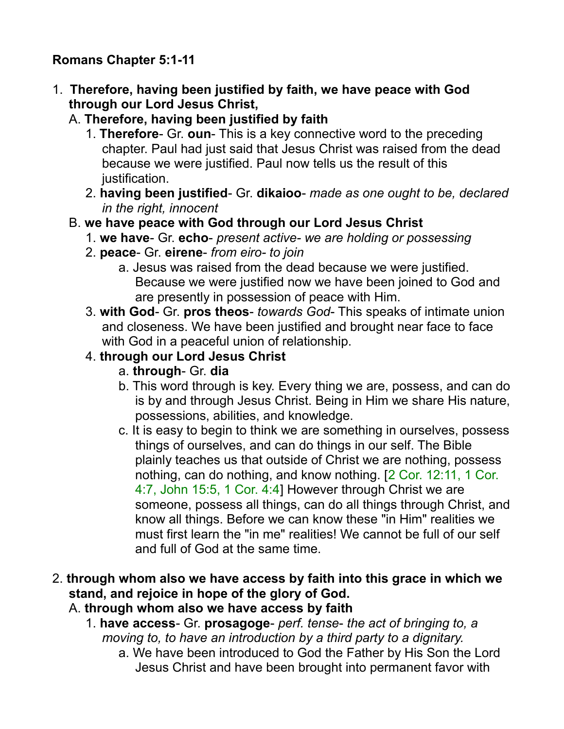**Romans Chapter 5:1-11**

1. **Therefore, having been justified by faith, we have peace with God through our Lord Jesus Christ,**
   A. **Therefore, having been justified by faith**
      1. **Therefore**- Gr. **oun**- This is a key connective word to the preceding chapter. Paul had just said that Jesus Christ was raised from the dead because we were justified. Paul now tells us the result of this justification.
      2. **having been justified**- Gr. **dikaioo**- *made as one ought to be, declared in the right, innocent*
   B. **we have peace with God through our Lord Jesus Christ**
      1. **we have**- Gr. **echo**- *present active- we are holding or possessing*
      2. **peace**- Gr. **eirene**- *from eiro- to join*
         a. Jesus was raised from the dead because we were justified. Because we were justified now we have been joined to God and are presently in possession of peace with Him.
      3. **with God**- Gr. **pros theos**- *towards God*- This speaks of intimate union and closeness. We have been justified and brought near face to face with God in a peaceful union of relationship.
      4. **through our Lord Jesus Christ**
         a. **through**- Gr. **dia**
         b. This word through is key. Every thing we are, possess, and can do is by and through Jesus Christ. Being in Him we share His nature, possessions, abilities, and knowledge.
         c. It is easy to begin to think we are something in ourselves, possess things of ourselves, and can do things in our self. The Bible plainly teaches us that outside of Christ we are nothing, possess nothing, can do nothing, and know nothing. [2 Cor. 12:11, 1 Cor. 4:7, John 15:5, 1 Cor. 4:4] However through Christ we are someone, possess all things, can do all things through Christ, and know all things. Before we can know these "in Him" realities we must first learn the "in me" realities! We cannot be full of our self and full of God at the same time.

2. **through whom also we have access by faith into this grace in which we stand, and rejoice in hope of the glory of God.**
   A. **through whom also we have access by faith**
      1. **have access**- Gr. **prosagoge**- *perf. tense- the act of bringing to, a moving to, to have an introduction by a third party to a dignitary.*
         a. We have been introduced to God the Father by His Son the Lord Jesus Christ and have been brought into permanent favor with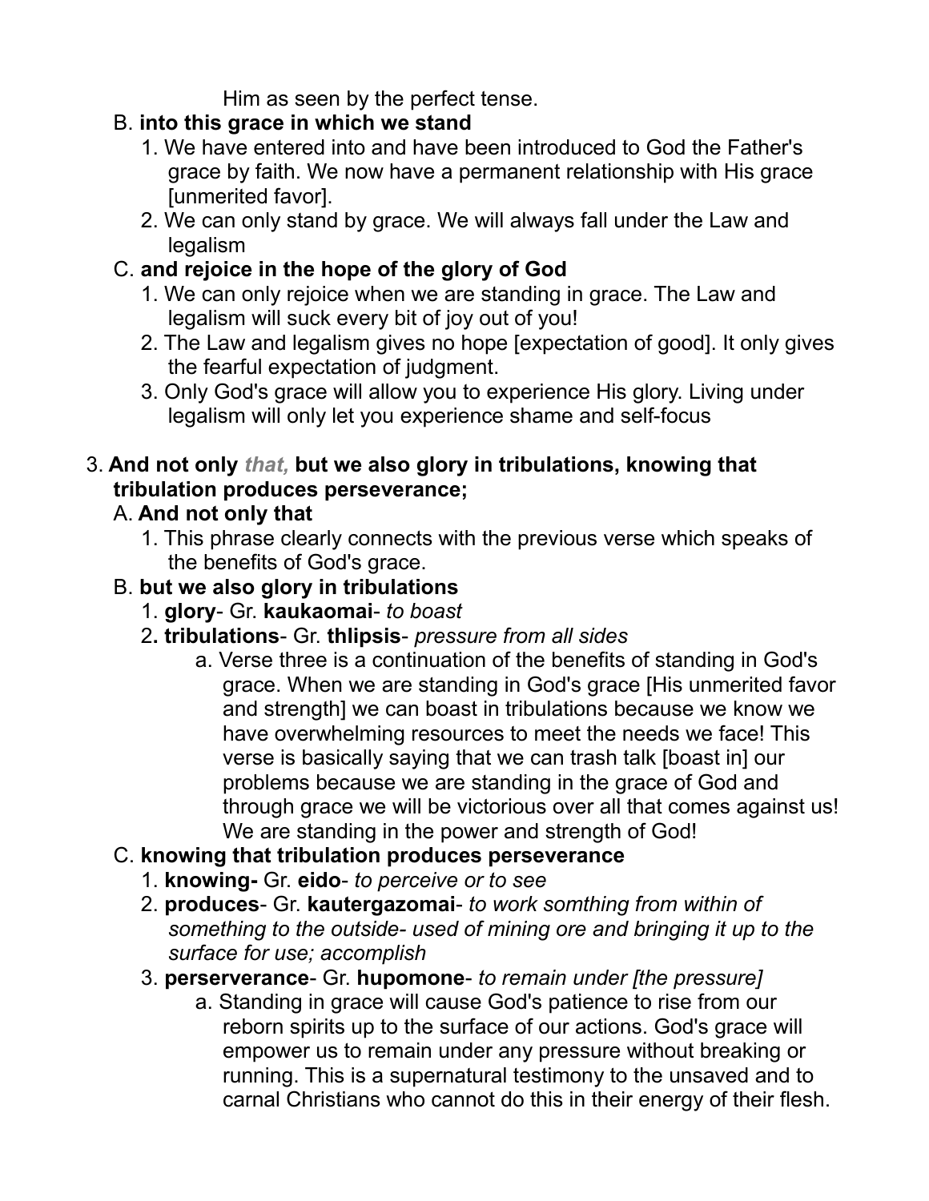Him as seen by the perfect tense.

B. **into this grace in which we stand**

1. We have entered into and have been introduced to God the Father's grace by faith. We now have a permanent relationship with His grace [unmerited favor].
2. We can only stand by grace. We will always fall under the Law and legalism

C. **and rejoice in the hope of the glory of God**

1. We can only rejoice when we are standing in grace. The Law and legalism will suck every bit of joy out of you!
2. The Law and legalism gives no hope [expectation of good]. It only gives the fearful expectation of judgment.
3. Only God's grace will allow you to experience His glory. Living under legalism will only let you experience shame and self-focus

3. **And not only *that,* but we also glory in tribulations, knowing that tribulation produces perseverance;**

A. **And not only that**

1. This phrase clearly connects with the previous verse which speaks of the benefits of God's grace.

B. **but we also glory in tribulations**

1. **glory**- Gr. **kaukaomai**- *to boast*
2. **tribulations**- Gr. **thlipsis**- *pressure from all sides*
   a. Verse three is a continuation of the benefits of standing in God's grace. When we are standing in God's grace [His unmerited favor and strength] we can boast in tribulations because we know we have overwhelming resources to meet the needs we face! This verse is basically saying that we can trash talk [boast in] our problems because we are standing in the grace of God and through grace we will be victorious over all that comes against us! We are standing in the power and strength of God!

C. **knowing that tribulation produces perseverance**

1. **knowing-** Gr. **eido**- *to perceive or to see*
2. **produces**- Gr. **kautergazomai**- *to work somthing from within of something to the outside- used of mining ore and bringing it up to the surface for use; accomplish*
3. **perserverance**- Gr. **hupomone**- *to remain under [the pressure]*
   a. Standing in grace will cause God's patience to rise from our reborn spirits up to the surface of our actions. God's grace will empower us to remain under any pressure without breaking or running. This is a supernatural testimony to the unsaved and to carnal Christians who cannot do this in their energy of their flesh.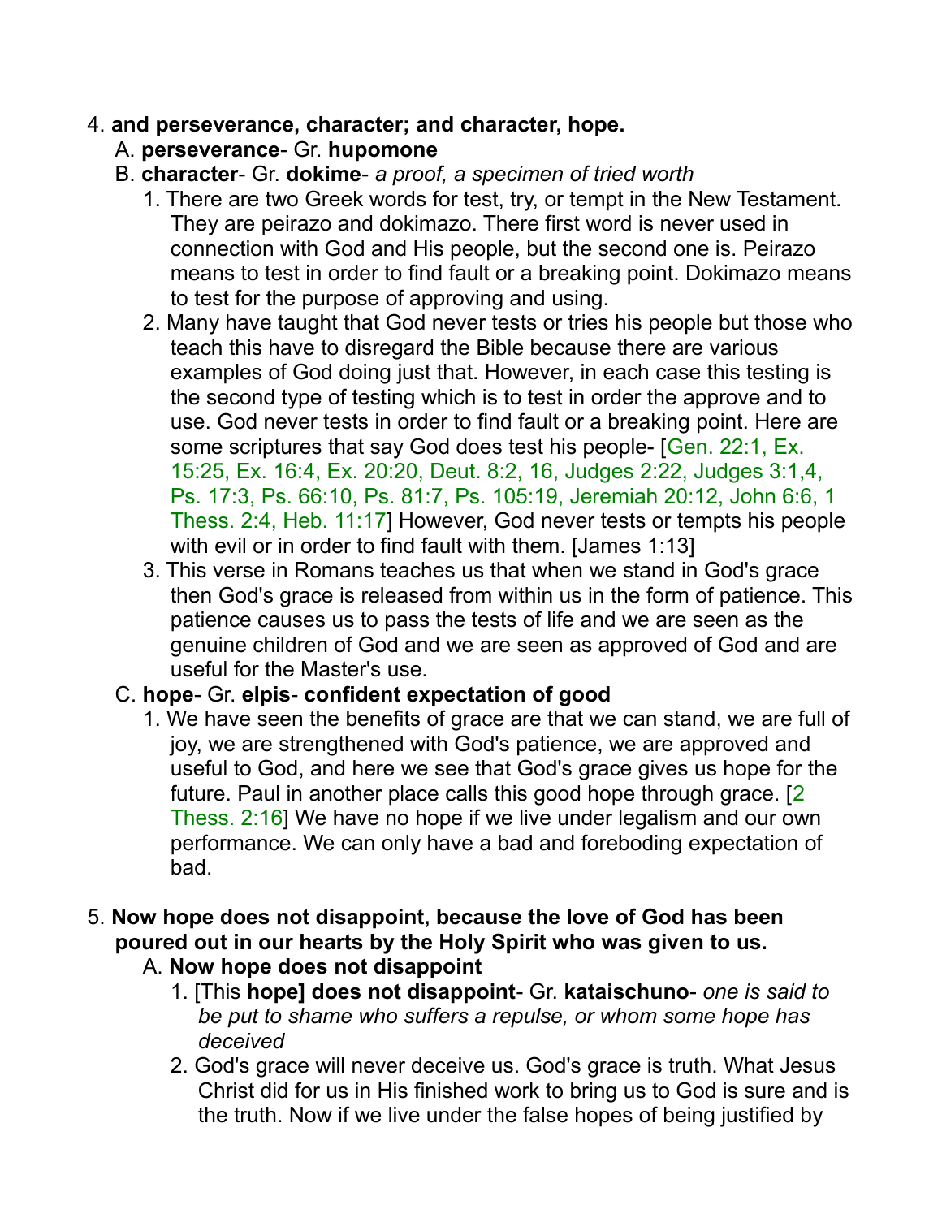4. **and perseverance, character; and character, hope.**
   A. **perseverance**- Gr. **hupomone**
   B. **character**- Gr. **dokime**- *a proof, a specimen of tried worth*
      1. There are two Greek words for test, try, or tempt in the New Testament. They are peirazo and dokimazo. There first word is never used in connection with God and His people, but the second one is. Peirazo means to test in order to find fault or a breaking point. Dokimazo means to test for the purpose of approving and using.
      2. Many have taught that God never tests or tries his people but those who teach this have to disregard the Bible because there are various examples of God doing just that. However, in each case this testing is the second type of testing which is to test in order the approve and to use. God never tests in order to find fault or a breaking point. Here are some scriptures that say God does test his people- [Gen. 22:1, Ex. 15:25, Ex. 16:4, Ex. 20:20, Deut. 8:2, 16, Judges 2:22, Judges 3:1,4, Ps. 17:3, Ps. 66:10, Ps. 81:7, Ps. 105:19, Jeremiah 20:12, John 6:6, 1 Thess. 2:4, Heb. 11:17] However, God never tests or tempts his people with evil or in order to find fault with them. [James 1:13]
      3. This verse in Romans teaches us that when we stand in God's grace then God's grace is released from within us in the form of patience. This patience causes us to pass the tests of life and we are seen as the genuine children of God and we are seen as approved of God and are useful for the Master's use.
   C. **hope**- Gr. **elpis**- **confident expectation of good**
      1. We have seen the benefits of grace are that we can stand, we are full of joy, we are strengthened with God's patience, we are approved and useful to God, and here we see that God's grace gives us hope for the future. Paul in another place calls this good hope through grace. [2 Thess. 2:16] We have no hope if we live under legalism and our own performance. We can only have a bad and foreboding expectation of bad.

5. **Now hope does not disappoint, because the love of God has been poured out in our hearts by the Holy Spirit who was given to us.**
   A. **Now hope does not disappoint**
      1. [This **hope] does not disappoint**- Gr. **kataischuno**- *one is said to be put to shame who suffers a repulse, or whom some hope has deceived*
      2. God's grace will never deceive us. God's grace is truth. What Jesus Christ did for us in His finished work to bring us to God is sure and is the truth. Now if we live under the false hopes of being justified by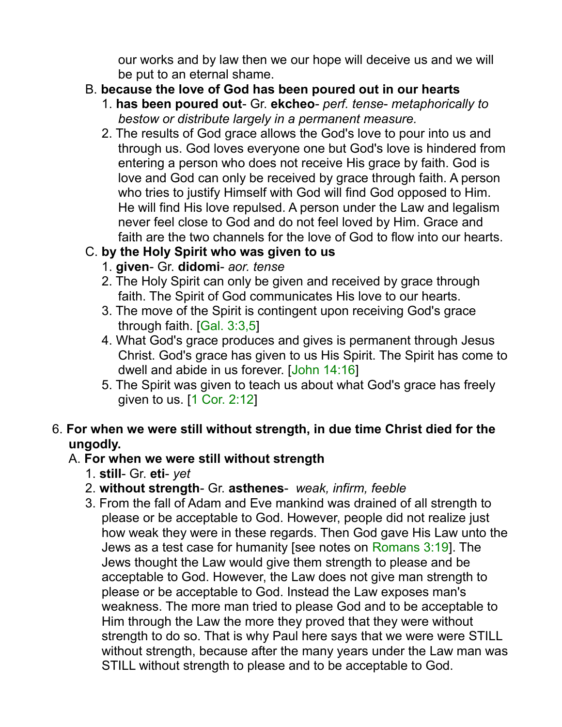our works and by law then we our hope will deceive us and we will be put to an eternal shame.

B. **because the love of God has been poured out in our hearts**

1. **has been poured out**- Gr. **ekcheo**- *perf. tense- metaphorically to bestow or distribute largely in a permanent measure.*
2. The results of God grace allows the God's love to pour into us and through us. God loves everyone one but God's love is hindered from entering a person who does not receive His grace by faith. God is love and God can only be received by grace through faith. A person who tries to justify Himself with God will find God opposed to Him. He will find His love repulsed. A person under the Law and legalism never feel close to God and do not feel loved by Him. Grace and faith are the two channels for the love of God to flow into our hearts.

C. **by the Holy Spirit who was given to us**

1. **given**- Gr. **didomi**- *aor. tense*
2. The Holy Spirit can only be given and received by grace through faith. The Spirit of God communicates His love to our hearts.
3. The move of the Spirit is contingent upon receiving God's grace through faith. [Gal. 3:3,5]
4. What God's grace produces and gives is permanent through Jesus Christ. God's grace has given to us His Spirit. The Spirit has come to dwell and abide in us forever. [John 14:16]
5. The Spirit was given to teach us about what God's grace has freely given to us. [1 Cor. 2:12]

6. **For when we were still without strength, in due time Christ died for the ungodly.**

A. **For when we were still without strength**

1. **still**- Gr. **eti**- *yet*
2. **without strength**- Gr. **asthenes**- *weak, infirm, feeble*
3. From the fall of Adam and Eve mankind was drained of all strength to please or be acceptable to God. However, people did not realize just how weak they were in these regards. Then God gave His Law unto the Jews as a test case for humanity [see notes on Romans 3:19]. The Jews thought the Law would give them strength to please and be acceptable to God. However, the Law does not give man strength to please or be acceptable to God. Instead the Law exposes man's weakness. The more man tried to please God and to be acceptable to Him through the Law the more they proved that they were without strength to do so. That is why Paul here says that we were were STILL without strength, because after the many years under the Law man was STILL without strength to please and to be acceptable to God.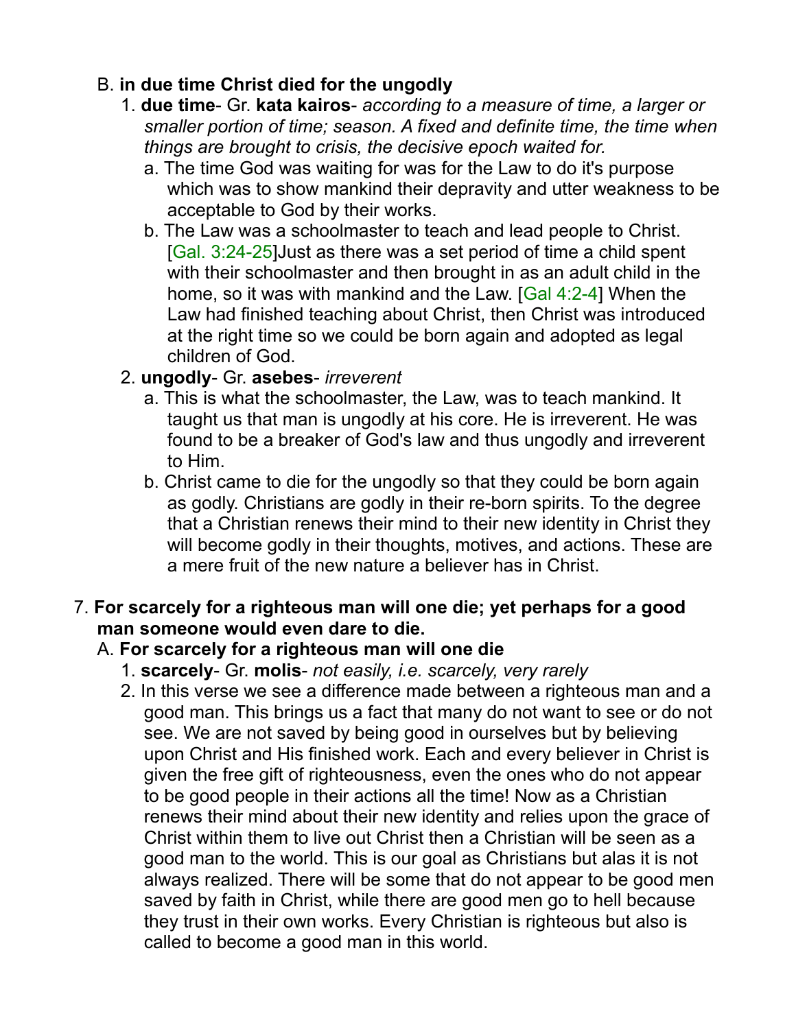B. **in due time Christ died for the ungodly**

1. **due time**- Gr. **kata kairos**- *according to a measure of time, a larger or smaller portion of time; season. A fixed and definite time, the time when things are brought to crisis, the decisive epoch waited for.*
   a. The time God was waiting for was for the Law to do it's purpose which was to show mankind their depravity and utter weakness to be acceptable to God by their works.
   b. The Law was a schoolmaster to teach and lead people to Christ. [Gal. 3:24-25]Just as there was a set period of time a child spent with their schoolmaster and then brought in as an adult child in the home, so it was with mankind and the Law. [Gal 4:2-4] When the Law had finished teaching about Christ, then Christ was introduced at the right time so we could be born again and adopted as legal children of God.
2. **ungodly**- Gr. **asebes**- *irreverent*
   a. This is what the schoolmaster, the Law, was to teach mankind. It taught us that man is ungodly at his core. He is irreverent. He was found to be a breaker of God's law and thus ungodly and irreverent to Him.
   b. Christ came to die for the ungodly so that they could be born again as godly. Christians are godly in their re-born spirits. To the degree that a Christian renews their mind to their new identity in Christ they will become godly in their thoughts, motives, and actions. These are a mere fruit of the new nature a believer has in Christ.

7. **For scarcely for a righteous man will one die; yet perhaps for a good man someone would even dare to die.**

A. **For scarcely for a righteous man will one die**

1. **scarcely**- Gr. **molis**- *not easily, i.e. scarcely, very rarely*
2. In this verse we see a difference made between a righteous man and a good man. This brings us a fact that many do not want to see or do not see. We are not saved by being good in ourselves but by believing upon Christ and His finished work. Each and every believer in Christ is given the free gift of righteousness, even the ones who do not appear to be good people in their actions all the time! Now as a Christian renews their mind about their new identity and relies upon the grace of Christ within them to live out Christ then a Christian will be seen as a good man to the world. This is our goal as Christians but alas it is not always realized. There will be some that do not appear to be good men saved by faith in Christ, while there are good men go to hell because they trust in their own works. Every Christian is righteous but also is called to become a good man in this world.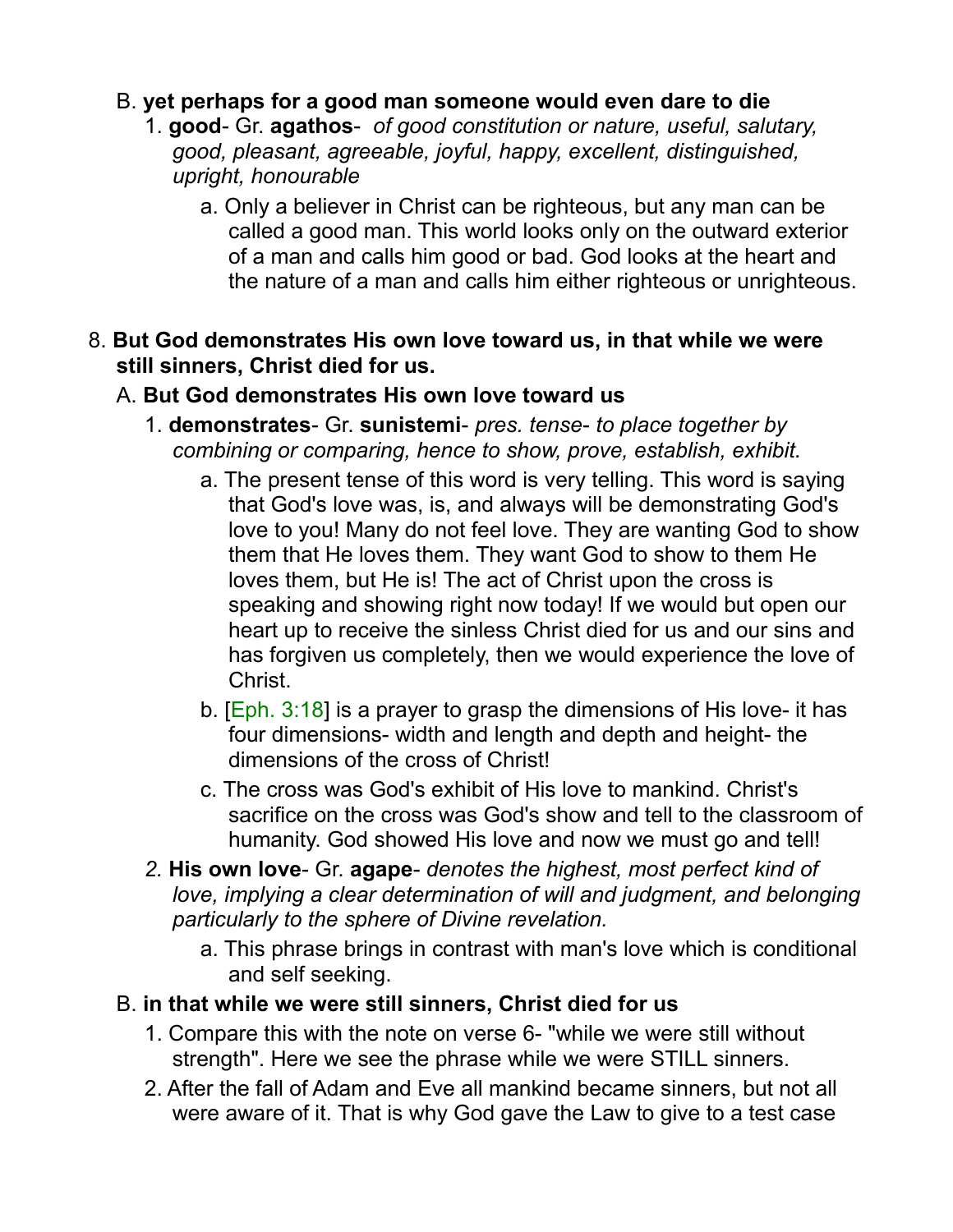B. **yet perhaps for a good man someone would even dare to die**

1. **good**- Gr. **agathos**- *of good constitution or nature, useful, salutary, good, pleasant, agreeable, joyful, happy, excellent, distinguished, upright, honourable*

    a. Only a believer in Christ can be righteous, but any man can be called a good man. This world looks only on the outward exterior of a man and calls him good or bad. God looks at the heart and the nature of a man and calls him either righteous or unrighteous.

8. **But God demonstrates His own love toward us, in that while we were still sinners, Christ died for us.**

A. **But God demonstrates His own love toward us**

1. **demonstrates**- Gr. **sunistemi**- *pres. tense- to place together by combining or comparing, hence to show, prove, establish, exhibit.*

    a. The present tense of this word is very telling. This word is saying that God's love was, is, and always will be demonstrating God's love to you! Many do not feel love. They are wanting God to show them that He loves them. They want God to show to them He loves them, but He is! The act of Christ upon the cross is speaking and showing right now today! If we would but open our heart up to receive the sinless Christ died for us and our sins and has forgiven us completely, then we would experience the love of Christ.

    b. [Eph. 3:18] is a prayer to grasp the dimensions of His love- it has four dimensions- width and length and depth and height- the dimensions of the cross of Christ!

    c. The cross was God's exhibit of His love to mankind. Christ's sacrifice on the cross was God's show and tell to the classroom of humanity. God showed His love and now we must go and tell!

2. **His own love**- Gr. **agape**- *denotes the highest, most perfect kind of love, implying a clear determination of will and judgment, and belonging particularly to the sphere of Divine revelation.*

    a. This phrase brings in contrast with man's love which is conditional and self seeking.

B. **in that while we were still sinners, Christ died for us**

1. Compare this with the note on verse 6- "while we were still without strength". Here we see the phrase while we were STILL sinners.

2. After the fall of Adam and Eve all mankind became sinners, but not all were aware of it. That is why God gave the Law to give to a test case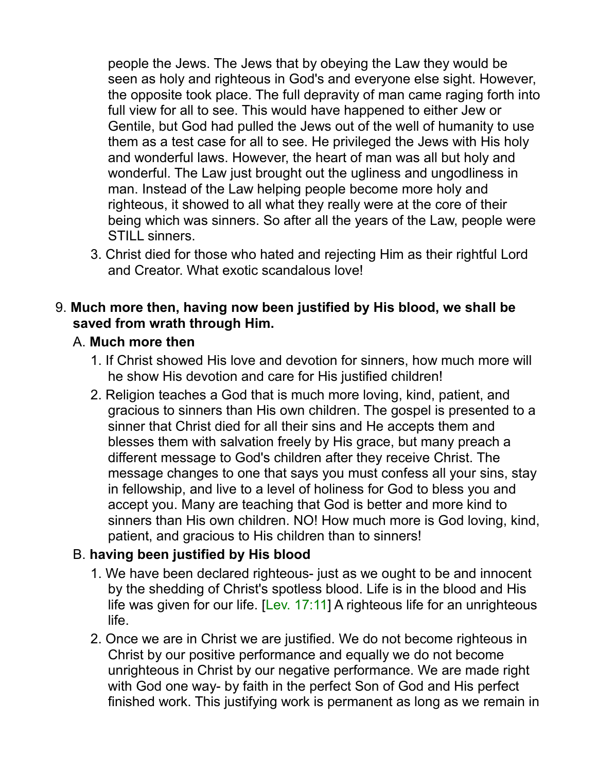people the Jews. The Jews that by obeying the Law they would be seen as holy and righteous in God's and everyone else sight. However, the opposite took place. The full depravity of man came raging forth into full view for all to see. This would have happened to either Jew or Gentile, but God had pulled the Jews out of the well of humanity to use them as a test case for all to see. He privileged the Jews with His holy and wonderful laws. However, the heart of man was all but holy and wonderful. The Law just brought out the ugliness and ungodliness in man. Instead of the Law helping people become more holy and righteous, it showed to all what they really were at the core of their being which was sinners. So after all the years of the Law, people were STILL sinners.

3. Christ died for those who hated and rejecting Him as their rightful Lord and Creator. What exotic scandalous love!

9. **Much more then, having now been justified by His blood, we shall be saved from wrath through Him.**

   A. **Much more then**

   1. If Christ showed His love and devotion for sinners, how much more will he show His devotion and care for His justified children!
   2. Religion teaches a God that is much more loving, kind, patient, and gracious to sinners than His own children. The gospel is presented to a sinner that Christ died for all their sins and He accepts them and blesses them with salvation freely by His grace, but many preach a different message to God's children after they receive Christ. The message changes to one that says you must confess all your sins, stay in fellowship, and live to a level of holiness for God to bless you and accept you. Many are teaching that God is better and more kind to sinners than His own children. NO! How much more is God loving, kind, patient, and gracious to His children than to sinners!

   B. **having been justified by His blood**

   1. We have been declared righteous- just as we ought to be and innocent by the shedding of Christ's spotless blood. Life is in the blood and His life was given for our life. [Lev. 17:11] A righteous life for an unrighteous life.
   2. Once we are in Christ we are justified. We do not become righteous in Christ by our positive performance and equally we do not become unrighteous in Christ by our negative performance. We are made right with God one way- by faith in the perfect Son of God and His perfect finished work. This justifying work is permanent as long as we remain in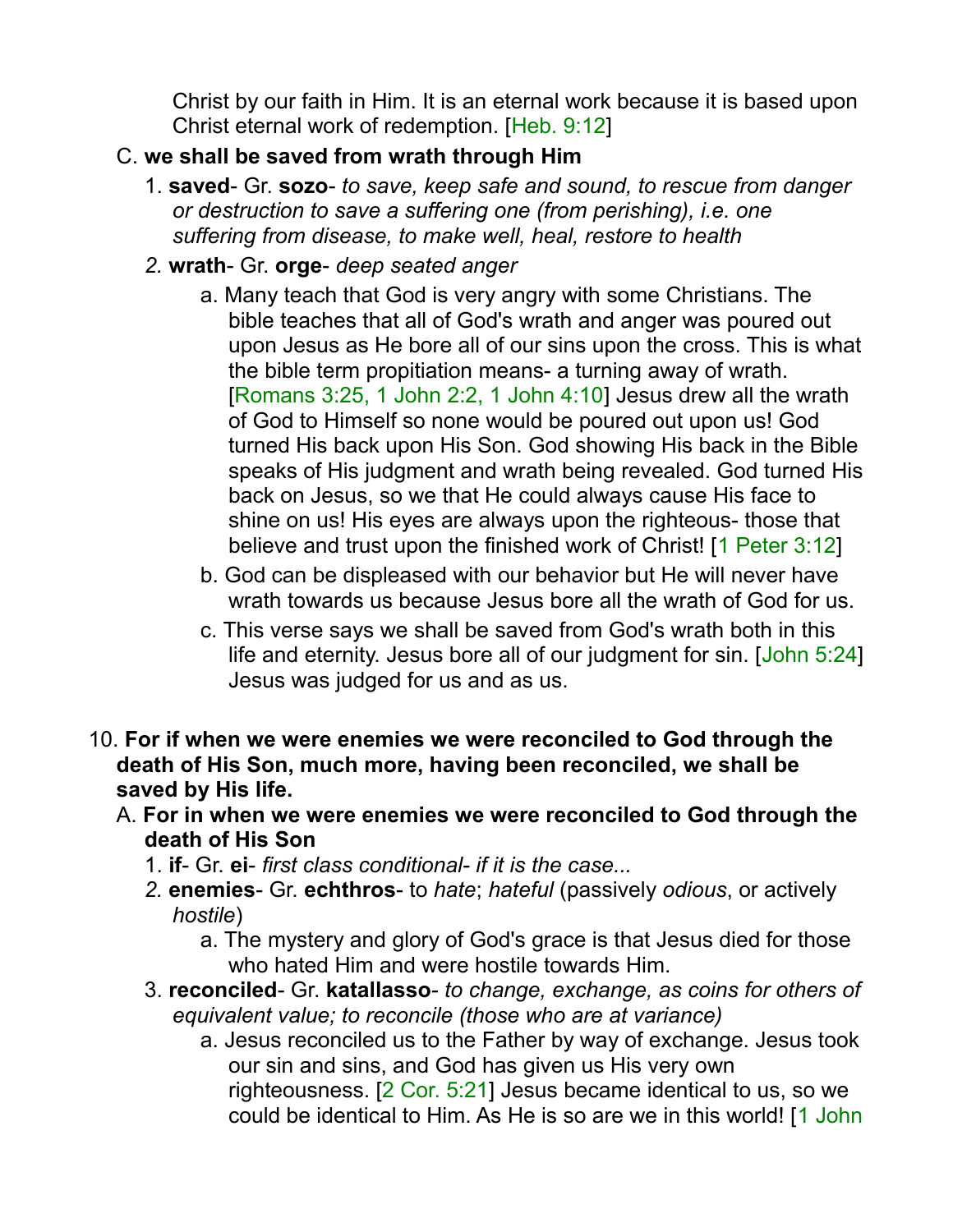Christ by our faith in Him. It is an eternal work because it is based upon Christ eternal work of redemption. [Heb. 9:12]

C. **we shall be saved from wrath through Him**

1. **saved**- Gr. **sozo**- *to save, keep safe and sound, to rescue from danger or destruction to save a suffering one (from perishing), i.e. one suffering from disease, to make well, heal, restore to health*

2. **wrath**- Gr. **orge**- *deep seated anger*

   a. Many teach that God is very angry with some Christians. The bible teaches that all of God's wrath and anger was poured out upon Jesus as He bore all of our sins upon the cross. This is what the bible term propitiation means- a turning away of wrath. [Romans 3:25, 1 John 2:2, 1 John 4:10] Jesus drew all the wrath of God to Himself so none would be poured out upon us! God turned His back upon His Son. God showing His back in the Bible speaks of His judgment and wrath being revealed. God turned His back on Jesus, so we that He could always cause His face to shine on us! His eyes are always upon the righteous- those that believe and trust upon the finished work of Christ! [1 Peter 3:12]

   b. God can be displeased with our behavior but He will never have wrath towards us because Jesus bore all the wrath of God for us.

   c. This verse says we shall be saved from God's wrath both in this life and eternity. Jesus bore all of our judgment for sin. [John 5:24] Jesus was judged for us and as us.

10. **For if when we were enemies we were reconciled to God through the death of His Son, much more, having been reconciled, we shall be saved by His life.**

A. **For in when we were enemies we were reconciled to God through the death of His Son**

1. **if**- Gr. **ei**- *first class conditional- if it is the case...*

2. **enemies**- Gr. **echthros**- to *hate*; *hateful* (passively *odious*, or actively *hostile*)

   a. The mystery and glory of God's grace is that Jesus died for those who hated Him and were hostile towards Him.

3. **reconciled**- Gr. **katallasso**- *to change, exchange, as coins for others of equivalent value; to reconcile (those who are at variance)*

   a. Jesus reconciled us to the Father by way of exchange. Jesus took our sin and sins, and God has given us His very own righteousness. [2 Cor. 5:21] Jesus became identical to us, so we could be identical to Him. As He is so are we in this world! [1 John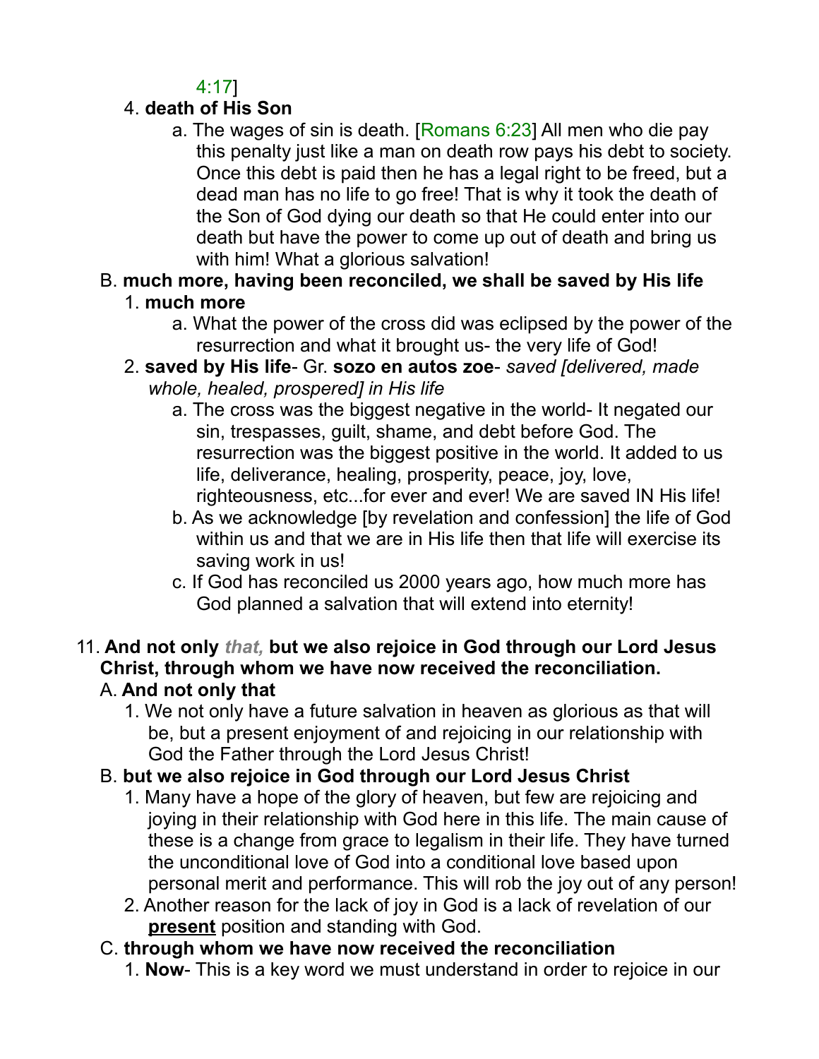4:17]

4. **death of His Son**
    a. The wages of sin is death. [Romans 6:23] All men who die pay this penalty just like a man on death row pays his debt to society. Once this debt is paid then he has a legal right to be freed, but a dead man has no life to go free! That is why it took the death of the Son of God dying our death so that He could enter into our death but have the power to come up out of death and bring us with him! What a glorious salvation!

B. **much more, having been reconciled, we shall be saved by His life**

1. **much more**
    a. What the power of the cross did was eclipsed by the power of the resurrection and what it brought us- the very life of God!
2. **saved by His life**- Gr. **sozo en autos zoe**- *saved [delivered, made whole, healed, prospered] in His life*
    a. The cross was the biggest negative in the world- It negated our sin, trespasses, guilt, shame, and debt before God. The resurrection was the biggest positive in the world. It added to us life, deliverance, healing, prosperity, peace, joy, love, righteousness, etc...for ever and ever! We are saved IN His life!
    b. As we acknowledge [by revelation and confession] the life of God within us and that we are in His life then that life will exercise its saving work in us!
    c. If God has reconciled us 2000 years ago, how much more has God planned a salvation that will extend into eternity!

11. **And not only *that,* but we also rejoice in God through our Lord Jesus Christ, through whom we have now received the reconciliation.**

A. **And not only that**

1. We not only have a future salvation in heaven as glorious as that will be, but a present enjoyment of and rejoicing in our relationship with God the Father through the Lord Jesus Christ!

B. **but we also rejoice in God through our Lord Jesus Christ**

1. Many have a hope of the glory of heaven, but few are rejoicing and joying in their relationship with God here in this life. The main cause of these is a change from grace to legalism in their life. They have turned the unconditional love of God into a conditional love based upon personal merit and performance. This will rob the joy out of any person!
2. Another reason for the lack of joy in God is a lack of revelation of our **present** position and standing with God.

C. **through whom we have now received the reconciliation**

1. **Now**- This is a key word we must understand in order to rejoice in our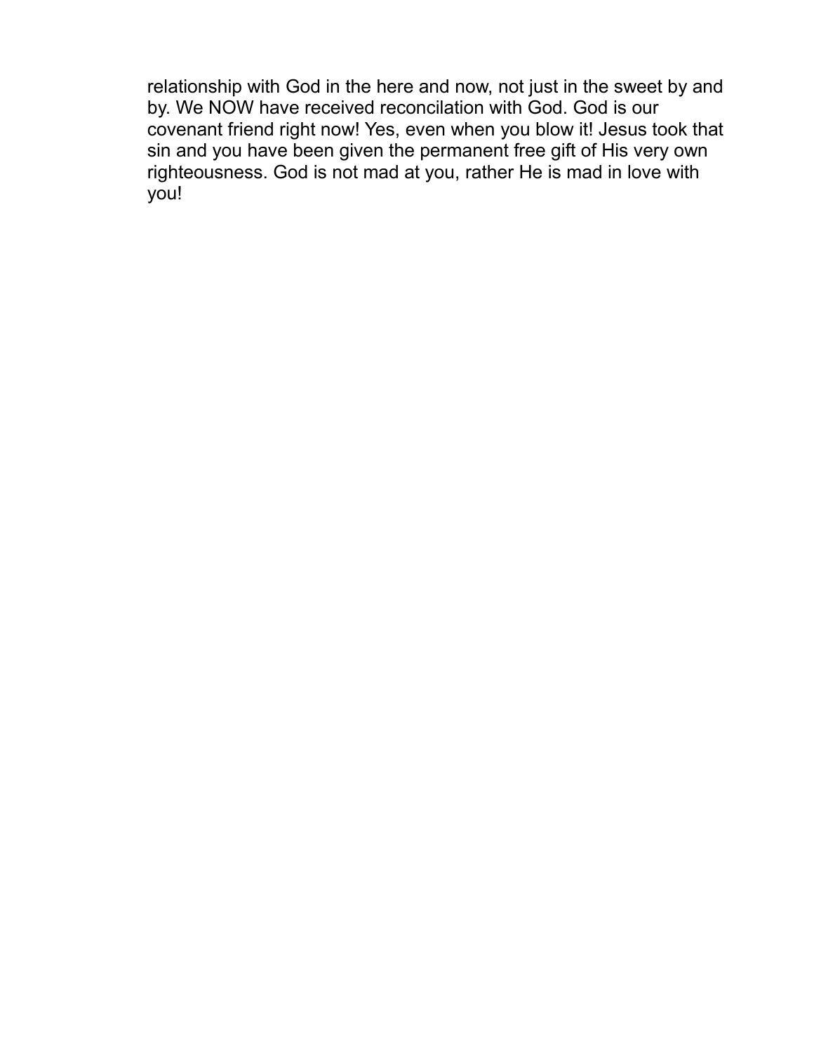relationship with God in the here and now, not just in the sweet by and by. We NOW have received reconcilation with God. God is our covenant friend right now! Yes, even when you blow it! Jesus took that sin and you have been given the permanent free gift of His very own righteousness. God is not mad at you, rather He is mad in love with you!